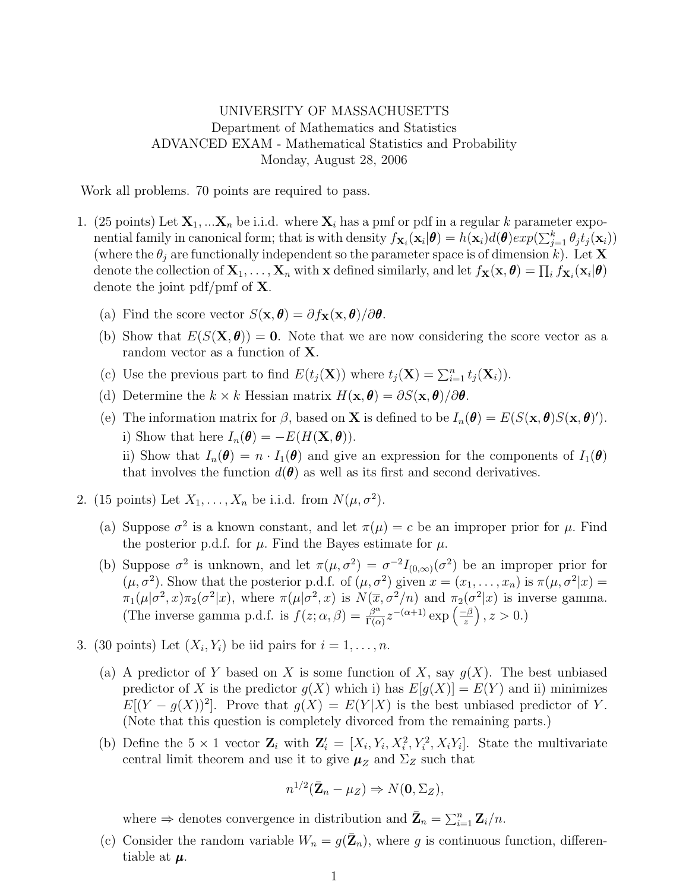UNIVERSITY OF MASSACHUSETTS
Department of Mathematics and Statistics
ADVANCED EXAM - Mathematical Statistics and Probability
Monday, August 28, 2006

Work all problems. 70 points are required to pass.

1. (25 points) Let $\mathbf{X}_1, ...\mathbf{X}_n$ be i.i.d. where $\mathbf{X}_i$ has a pmf or pdf in a regular $k$ parameter exponential family in canonical form; that is with density $f_{\mathbf{X}_i}(\mathbf{x}_i|\boldsymbol{\theta}) = h(\mathbf{x}_i)d(\boldsymbol{\theta})exp(\sum_{j=1}^k \theta_j t_j(\mathbf{x}_i))$ (where the $\theta_j$ are functionally independent so the parameter space is of dimension $k$). Let $\mathbf{X}$ denote the collection of $\mathbf{X}_1, \ldots, \mathbf{X}_n$ with $\mathbf{x}$ defined similarly, and let $f_{\mathbf{X}}(\mathbf{x}, \boldsymbol{\theta}) = \prod_i f_{\mathbf{X}_i}(\mathbf{x}_i|\boldsymbol{\theta})$ denote the joint pdf/pmf of $\mathbf{X}$.

   (a) Find the score vector $S(\mathbf{x}, \boldsymbol{\theta}) = \partial f_{\mathbf{X}}(\mathbf{x}, \boldsymbol{\theta})/\partial \boldsymbol{\theta}$.

   (b) Show that $E(S(\mathbf{X}, \boldsymbol{\theta})) = \mathbf{0}$. Note that we are now considering the score vector as a random vector as a function of $\mathbf{X}$.

   (c) Use the previous part to find $E(t_j(\mathbf{X}))$ where $t_j(\mathbf{X}) = \sum_{i=1}^n t_j(\mathbf{X}_i))$.

   (d) Determine the $k \times k$ Hessian matrix $H(\mathbf{x}, \boldsymbol{\theta}) = \partial S(\mathbf{x}, \boldsymbol{\theta})/\partial \boldsymbol{\theta}$.

   (e) The information matrix for $\beta$, based on $\mathbf{X}$ is defined to be $I_n(\boldsymbol{\theta}) = E(S(\mathbf{x}, \boldsymbol{\theta})S(\mathbf{x}, \boldsymbol{\theta})')$.
   i) Show that here $I_n(\boldsymbol{\theta}) = -E(H(\mathbf{X}, \boldsymbol{\theta}))$.
   ii) Show that $I_n(\boldsymbol{\theta}) = n \cdot I_1(\boldsymbol{\theta})$ and give an expression for the components of $I_1(\boldsymbol{\theta})$ that involves the function $d(\boldsymbol{\theta})$ as well as its first and second derivatives.

2. (15 points) Let $X_1, \ldots, X_n$ be i.i.d. from $N(\mu, \sigma^2)$.

   (a) Suppose $\sigma^2$ is a known constant, and let $\pi(\mu) = c$ be an improper prior for $\mu$. Find the posterior p.d.f. for $\mu$. Find the Bayes estimate for $\mu$.

   (b) Suppose $\sigma^2$ is unknown, and let $\pi(\mu, \sigma^2) = \sigma^{-2} I_{(0,\infty)}(\sigma^2)$ be an improper prior for $(\mu, \sigma^2)$. Show that the posterior p.d.f. of $(\mu, \sigma^2)$ given $x = (x_1, \ldots, x_n)$ is $\pi(\mu, \sigma^2|x) = \pi_1(\mu|\sigma^2, x)\pi_2(\sigma^2|x)$, where $\pi(\mu|\sigma^2, x)$ is $N(\overline{x}, \sigma^2/n)$ and $\pi_2(\sigma^2|x)$ is inverse gamma. (The inverse gamma p.d.f. is $f(z; \alpha, \beta) = \frac{\beta^\alpha}{\Gamma(\alpha)} z^{-(\alpha+1)} \exp\left(\frac{-\beta}{z}\right), z > 0$.)

3. (30 points) Let $(X_i, Y_i)$ be iid pairs for $i = 1, \ldots, n$.

   (a) A predictor of $Y$ based on $X$ is some function of $X$, say $g(X)$. The best unbiased predictor of $X$ is the predictor $g(X)$ which i) has $E[g(X)] = E(Y)$ and ii) minimizes $E[(Y - g(X))^2]$. Prove that $g(X) = E(Y|X)$ is the best unbiased predictor of $Y$. (Note that this question is completely divorced from the remaining parts.)

   (b) Define the $5 \times 1$ vector $\mathbf{Z}_i$ with $\mathbf{Z}_i' = [X_i, Y_i, X_i^2, Y_i^2, X_iY_i]$. State the multivariate central limit theorem and use it to give $\boldsymbol{\mu}_Z$ and $\Sigma_Z$ such that

   $$n^{1/2}(\bar{\mathbf{Z}}_n - \mu_Z) \Rightarrow N(\mathbf{0}, \Sigma_Z),$$

   where $\Rightarrow$ denotes convergence in distribution and $\bar{\mathbf{Z}}_n = \sum_{i=1}^n \mathbf{Z}_i/n$.

   (c) Consider the random variable $W_n = g(\bar{\mathbf{Z}}_n)$, where $g$ is continuous function, differentiable at $\boldsymbol{\mu}$.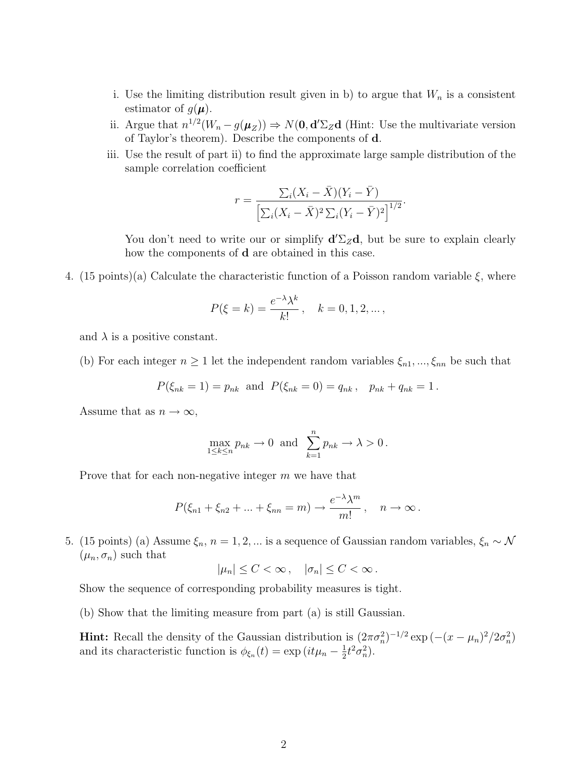i. Use the limiting distribution result given in b) to argue that $W_n$ is a consistent estimator of $g(\boldsymbol{\mu})$.

ii. Argue that $n^{1/2}(W_n - g(\boldsymbol{\mu}_Z)) \Rightarrow N(\mathbf{0}, \mathbf{d}'\Sigma_Z\mathbf{d}$ (Hint: Use the multivariate version of Taylor's theorem). Describe the components of $\mathbf{d}$.

iii. Use the result of part ii) to find the approximate large sample distribution of the sample correlation coefficient

$$r = \frac{\sum_i (X_i - \bar{X})(Y_i - \bar{Y})}{\left[\sum_i (X_i - \bar{X})^2 \sum_i (Y_i - \bar{Y})^2\right]^{1/2}}.$$

You don't need to write our or simplify $\mathbf{d}'\Sigma_Z\mathbf{d}$, but be sure to explain clearly how the components of $\mathbf{d}$ are obtained in this case.

4. (15 points)(a) Calculate the characteristic function of a Poisson random variable $\xi$, where

$$P(\xi = k) = \frac{e^{-\lambda}\lambda^k}{k!}, \quad k = 0, 1, 2, \ldots,$$

and $\lambda$ is a positive constant.

(b) For each integer $n \geq 1$ let the independent random variables $\xi_{n1}, \ldots, \xi_{nn}$ be such that

$$P(\xi_{nk} = 1) = p_{nk} \text{ and } P(\xi_{nk} = 0) = q_{nk}, \quad p_{nk} + q_{nk} = 1.$$

Assume that as $n \to \infty$,

$$\max_{1 \leq k \leq n} p_{nk} \to 0 \text{ and } \sum_{k=1}^{n} p_{nk} \to \lambda > 0.$$

Prove that for each non-negative integer $m$ we have that

$$P(\xi_{n1} + \xi_{n2} + \ldots + \xi_{nn} = m) \to \frac{e^{-\lambda}\lambda^m}{m!}, \quad n \to \infty.$$

5. (15 points) (a) Assume $\xi_n$, $n = 1, 2, \ldots$ is a sequence of Gaussian random variables, $\xi_n \sim \mathcal{N}$ $(\mu_n, \sigma_n)$ such that

$$|\mu_n| \leq C < \infty, \quad |\sigma_n| \leq C < \infty.$$

Show the sequence of corresponding probability measures is tight.

(b) Show that the limiting measure from part (a) is still Gaussian.

**Hint:** Recall the density of the Gaussian distribution is $(2\pi\sigma_n^2)^{-1/2}\exp\left(-(x - \mu_n)^2/2\sigma_n^2\right)$ and its characteristic function is $\phi_{\xi_n}(t) = \exp\left(it\mu_n - \frac{1}{2}t^2\sigma_n^2\right)$.